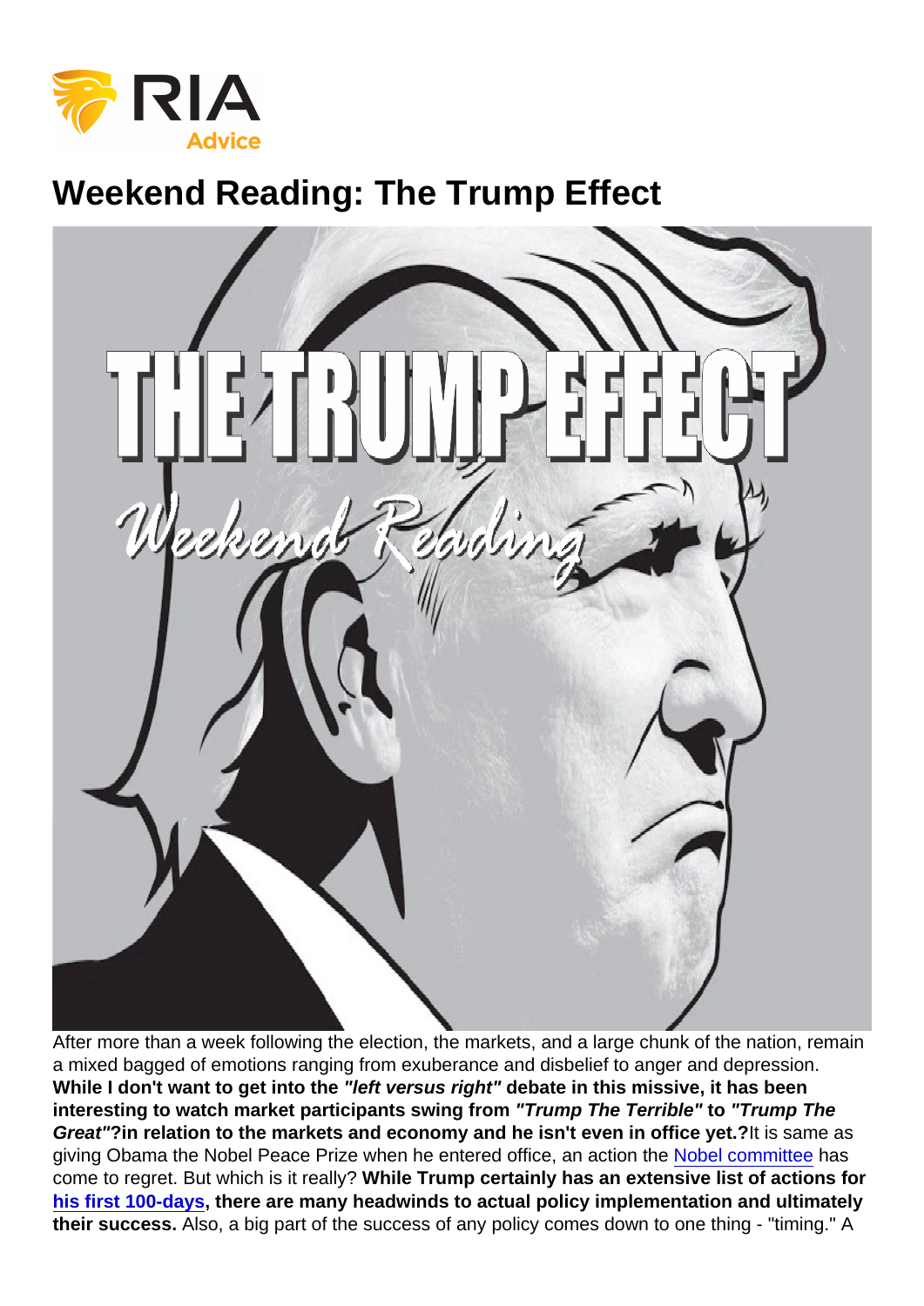# Weekend Reading: The Trump Effect

After more than a week following the election, the markets, and a large chunk of the nation, remain a mixed bagged of emotions ranging from exuberance and disbelief to anger and depression. **While I don't want to get into the *"left versus right"* debate in this missive, it has been interesting to watch market participants swing from *"Trump The Terrible"* to *"Trump The Great"*?in relation to the markets and economy and he isn't even in office yet.?**It is same as giving Obama the Nobel Peace Prize when he entered office, an action the Nobel committee has come to regret. But which is it really? **While Trump certainly has an extensive list of actions for his first 100-days, there are many headwinds to actual policy implementation and ultimately their success.** Also, a big part of the success of any policy comes down to one thing - "timing." A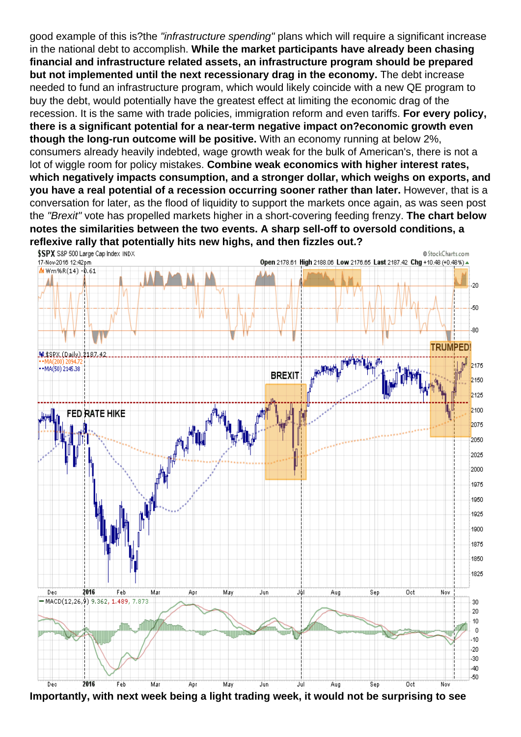good example of this is?the *"infrastructure spending"* plans which will require a significant increase in the national debt to accomplish. **While the market participants have already been chasing financial and infrastructure related assets, an infrastructure program should be prepared but not implemented until the next recessionary drag in the economy.** The debt increase needed to fund an infrastructure program, which would likely coincide with a new QE program to buy the debt, would potentially have the greatest effect at limiting the economic drag of the recession. It is the same with trade policies, immigration reform and even tariffs. **For every policy, there is a significant potential for a near-term negative impact on?economic growth even though the long-run outcome will be positive.** With an economy running at below 2%, consumers already heavily indebted, wage growth weak for the bulk of American's, there is not a lot of wiggle room for policy mistakes. **Combine weak economics with higher interest rates, which negatively impacts consumption, and a stronger dollar, which weighs on exports, and you have a real potential of a recession occurring sooner rather than later.** However, that is a conversation for later, as the flood of liquidity to support the markets once again, as was seen post the *"Brexit"* vote has propelled markets higher in a short-covering feeding frenzy. **The chart below notes the similarities between the two events. A sharp sell-off to oversold conditions, a reflexive rally that potentially hits new highs, and then fizzles out.?**

**Importantly, with next week being a light trading week, it would not be surprising to see**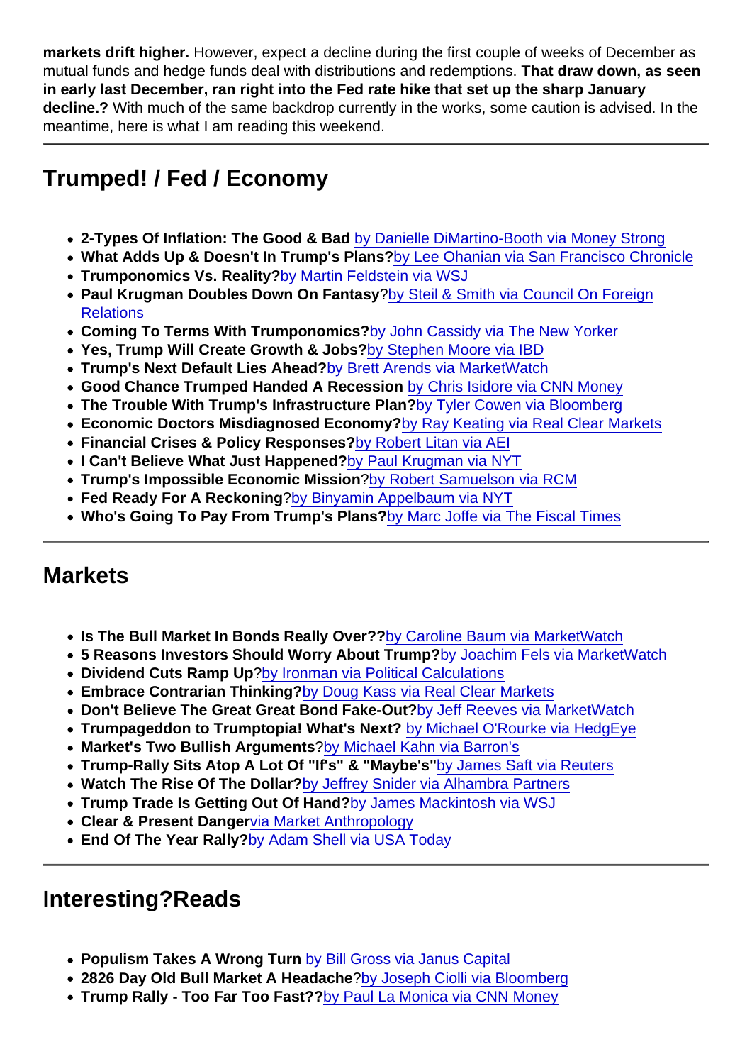**markets drift higher.** However, expect a decline during the first couple of weeks of December as mutual funds and hedge funds deal with distributions and redemptions. **That draw down, as seen in early last December, ran right into the Fed rate hike that set up the sharp January decline.?** With much of the same backdrop currently in the works, some caution is advised. In the meantime, here is what I am reading this weekend.

---

## Trumped! / Fed / Economy

- **2-Types Of Inflation: The Good & Bad** by Danielle DiMartino-Booth via Money Strong
- **What Adds Up & Doesn't In Trump's Plans?**by Lee Ohanian via San Francisco Chronicle
- **Trumponomics Vs. Reality?**by Martin Feldstein via WSJ
- **Paul Krugman Doubles Down On Fantasy**?by Steil & Smith via Council On Foreign Relations
- **Coming To Terms With Trumponomics?**by John Cassidy via The New Yorker
- **Yes, Trump Will Create Growth & Jobs?**by Stephen Moore via IBD
- **Trump's Next Default Lies Ahead?**by Brett Arends via MarketWatch
- **Good Chance Trumped Handed A Recession** by Chris Isidore via CNN Money
- **The Trouble With Trump's Infrastructure Plan?**by Tyler Cowen via Bloomberg
- **Economic Doctors Misdiagnosed Economy?**by Ray Keating via Real Clear Markets
- **Financial Crises & Policy Responses?**by Robert Litan via AEI
- **I Can't Believe What Just Happened?**by Paul Krugman via NYT
- **Trump's Impossible Economic Mission**?by Robert Samuelson via RCM
- **Fed Ready For A Reckoning**?by Binyamin Appelbaum via NYT
- **Who's Going To Pay From Trump's Plans?**by Marc Joffe via The Fiscal Times

---

## Markets

- **Is The Bull Market In Bonds Really Over??**by Caroline Baum via MarketWatch
- **5 Reasons Investors Should Worry About Trump?**by Joachim Fels via MarketWatch
- **Dividend Cuts Ramp Up**?by Ironman via Political Calculations
- **Embrace Contrarian Thinking?**by Doug Kass via Real Clear Markets
- **Don't Believe The Great Great Bond Fake-Out?**by Jeff Reeves via MarketWatch
- **Trumpageddon to Trumptopia! What's Next?** by Michael O'Rourke via HedgEye
- **Market's Two Bullish Arguments**?by Michael Kahn via Barron's
- **Trump-Rally Sits Atop A Lot Of "If's" & "Maybe's"**by James Saft via Reuters
- **Watch The Rise Of The Dollar?**by Jeffrey Snider via Alhambra Partners
- **Trump Trade Is Getting Out Of Hand?**by James Mackintosh via WSJ
- **Clear & Present Danger**via Market Anthropology
- **End Of The Year Rally?**by Adam Shell via USA Today

---

## Interesting?Reads

- **Populism Takes A Wrong Turn** by Bill Gross via Janus Capital
- **2826 Day Old Bull Market A Headache**?by Joseph Ciolli via Bloomberg
- **Trump Rally - Too Far Too Fast??**by Paul La Monica via CNN Money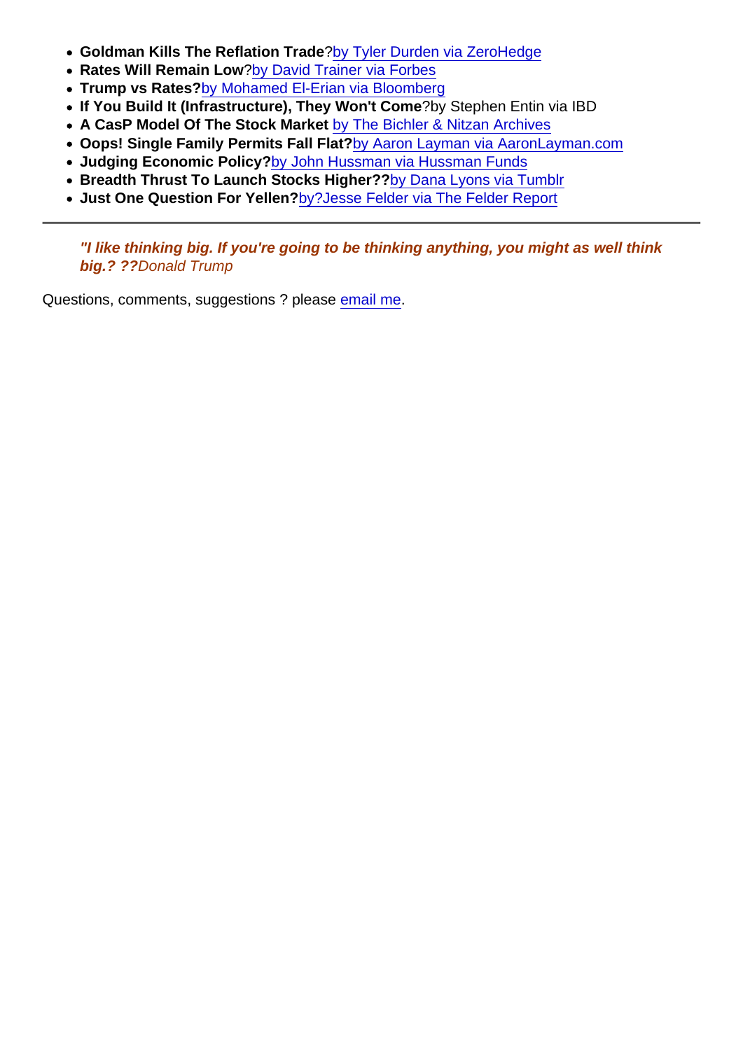- **Goldman Kills The Reflation Trade**?by Tyler Durden via ZeroHedge
- **Rates Will Remain Low**?by David Trainer via Forbes
- **Trump vs Rates?**by Mohamed El-Erian via Bloomberg
- **If You Build It (Infrastructure), They Won't Come**?by Stephen Entin via IBD
- **A CasP Model Of The Stock Market** by The Bichler & Nitzan Archives
- **Oops! Single Family Permits Fall Flat?**by Aaron Layman via AaronLayman.com
- **Judging Economic Policy?**by John Hussman via Hussman Funds
- **Breadth Thrust To Launch Stocks Higher??**by Dana Lyons via Tumblr
- **Just One Question For Yellen?**by?Jesse Felder via The Felder Report

---

> ***"I like thinking big. If you're going to be thinking anything, you might as well think big.? ??****Donald Trump*

Questions, comments, suggestions ? please email me.